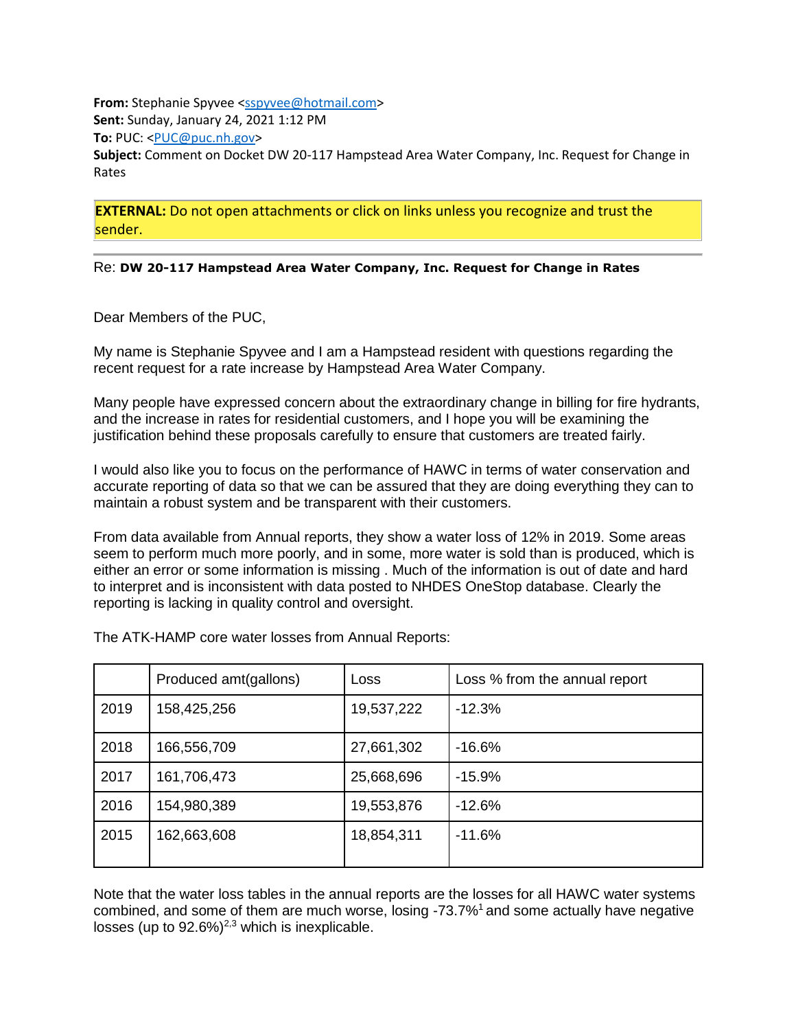**From:** Stephanie Spyvee <sspyvee@hotmail.com>
**Sent:** Sunday, January 24, 2021 1:12 PM
**To:** PUC: <PUC@puc.nh.gov>
**Subject:** Comment on Docket DW 20-117 Hampstead Area Water Company, Inc. Request for Change in Rates

**EXTERNAL:** Do not open attachments or click on links unless you recognize and trust the sender.

---

Re: **DW 20-117 Hampstead Area Water Company, Inc. Request for Change in Rates**

Dear Members of the PUC,

My name is Stephanie Spyvee and I am a Hampstead resident with questions regarding the recent request for a rate increase by Hampstead Area Water Company.

Many people have expressed concern about the extraordinary change in billing for fire hydrants, and the increase in rates for residential customers, and I hope you will be examining the justification behind these proposals carefully to ensure that customers are treated fairly.

I would also like you to focus on the performance of HAWC in terms of water conservation and accurate reporting of data so that we can be assured that they are doing everything they can to maintain a robust system and be transparent with their customers.

From data available from Annual reports, they show a water loss of 12% in 2019. Some areas seem to perform much more poorly, and in some, more water is sold than is produced, which is either an error or some information is missing . Much of the information is out of date and hard to interpret and is inconsistent with data posted to NHDES OneStop database. Clearly the reporting is lacking in quality control and oversight.

The ATK-HAMP core water losses from Annual Reports:

| | Produced amt(gallons) | Loss | Loss % from the annual report |
|---|---|---|---|
| 2019 | 158,425,256 | 19,537,222 | -12.3% |
| 2018 | 166,556,709 | 27,661,302 | -16.6% |
| 2017 | 161,706,473 | 25,668,696 | -15.9% |
| 2016 | 154,980,389 | 19,553,876 | -12.6% |
| 2015 | 162,663,608 | 18,854,311 | -11.6% |

Note that the water loss tables in the annual reports are the losses for all HAWC water systems combined, and some of them are much worse, losing -73.7%[1] and some actually have negative losses (up to 92.6%)[2,3] which is inexplicable.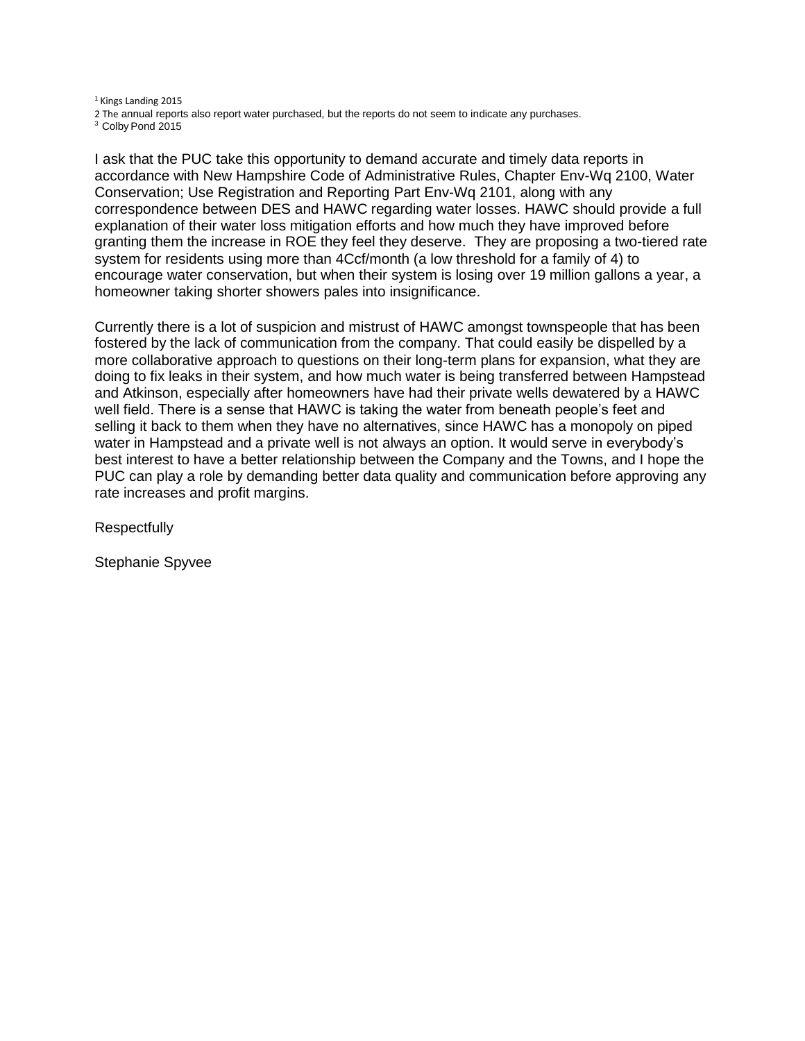[1] Kings Landing 2015

2 The annual reports also report water purchased, but the reports do not seem to indicate any purchases.

[3] Colby Pond 2015

I ask that the PUC take this opportunity to demand accurate and timely data reports in accordance with New Hampshire Code of Administrative Rules, Chapter Env-Wq 2100, Water Conservation; Use Registration and Reporting Part Env-Wq 2101, along with any correspondence between DES and HAWC regarding water losses. HAWC should provide a full explanation of their water loss mitigation efforts and how much they have improved before granting them the increase in ROE they feel they deserve. They are proposing a two-tiered rate system for residents using more than 4Ccf/month (a low threshold for a family of 4) to encourage water conservation, but when their system is losing over 19 million gallons a year, a homeowner taking shorter showers pales into insignificance.

Currently there is a lot of suspicion and mistrust of HAWC amongst townspeople that has been fostered by the lack of communication from the company. That could easily be dispelled by a more collaborative approach to questions on their long-term plans for expansion, what they are doing to fix leaks in their system, and how much water is being transferred between Hampstead and Atkinson, especially after homeowners have had their private wells dewatered by a HAWC well field. There is a sense that HAWC is taking the water from beneath people's feet and selling it back to them when they have no alternatives, since HAWC has a monopoly on piped water in Hampstead and a private well is not always an option. It would serve in everybody's best interest to have a better relationship between the Company and the Towns, and I hope the PUC can play a role by demanding better data quality and communication before approving any rate increases and profit margins.

Respectfully

Stephanie Spyvee